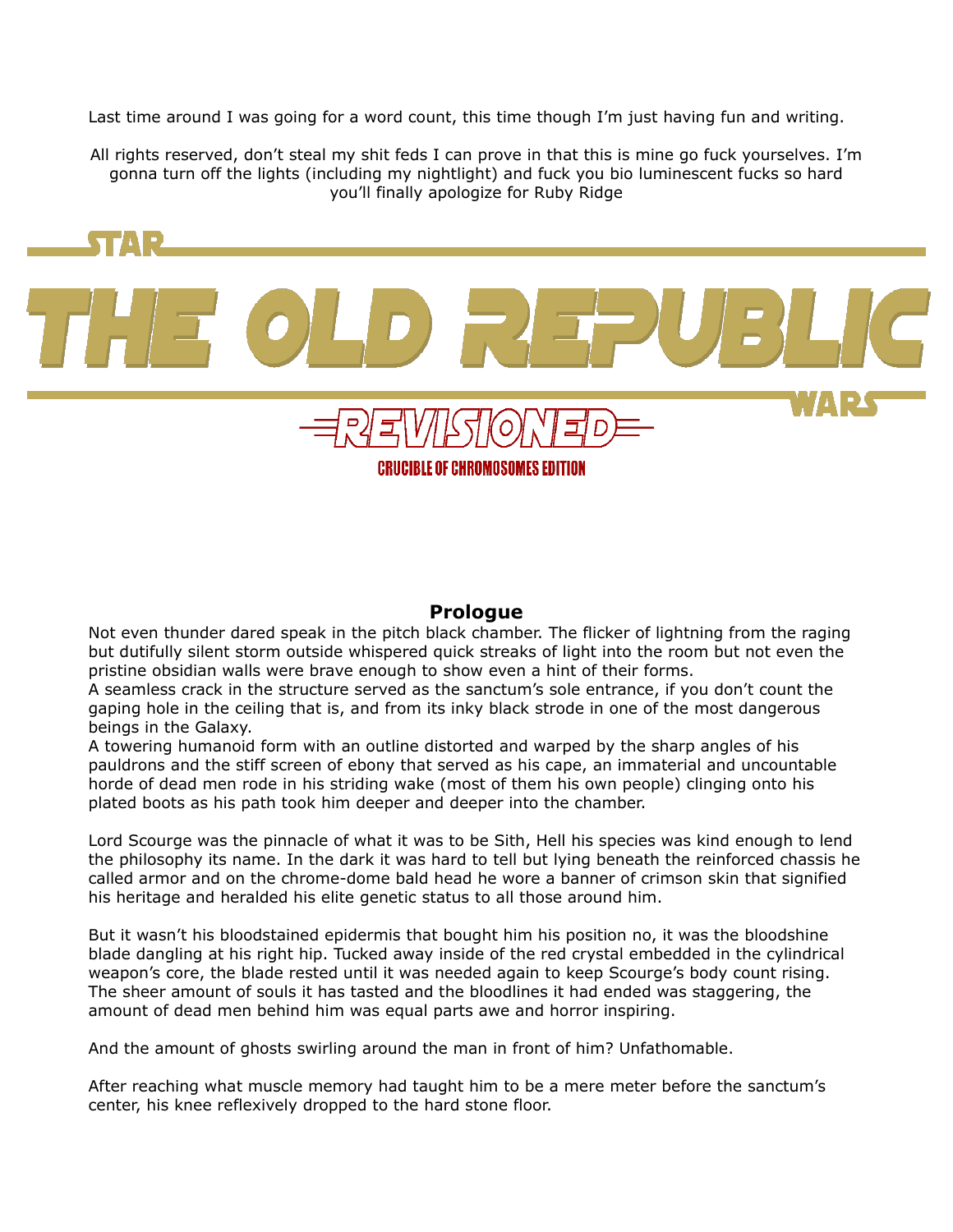Last time around I was going for a word count, this time though I'm just having fun and writing.

All rights reserved, don't steal my shit feds I can prove in that this is mine go fuck yourselves. I'm gonna turn off the lights (including my nightlight) and fuck you bio luminescent fucks so hard you'll finally apologize for Ruby Ridge

STAR

# THE OLD REPUBLIC

WARS

REVISIONED

CRUCIBLE OF CHROMOSOMES EDITION

## Prologue

Not even thunder dared speak in the pitch black chamber. The flicker of lightning from the raging but dutifully silent storm outside whispered quick streaks of light into the room but not even the pristine obsidian walls were brave enough to show even a hint of their forms.
A seamless crack in the structure served as the sanctum's sole entrance, if you don't count the gaping hole in the ceiling that is, and from its inky black strode in one of the most dangerous beings in the Galaxy.
A towering humanoid form with an outline distorted and warped by the sharp angles of his pauldrons and the stiff screen of ebony that served as his cape, an immaterial and uncountable horde of dead men rode in his striding wake (most of them his own people) clinging onto his plated boots as his path took him deeper and deeper into the chamber.

Lord Scourge was the pinnacle of what it was to be Sith, Hell his species was kind enough to lend the philosophy its name. In the dark it was hard to tell but lying beneath the reinforced chassis he called armor and on the chrome-dome bald head he wore a banner of crimson skin that signified his heritage and heralded his elite genetic status to all those around him.

But it wasn't his bloodstained epidermis that bought him his position no, it was the bloodshine blade dangling at his right hip. Tucked away inside of the red crystal embedded in the cylindrical weapon's core, the blade rested until it was needed again to keep Scourge's body count rising. The sheer amount of souls it has tasted and the bloodlines it had ended was staggering, the amount of dead men behind him was equal parts awe and horror inspiring.

And the amount of ghosts swirling around the man in front of him? Unfathomable.

After reaching what muscle memory had taught him to be a mere meter before the sanctum's center, his knee reflexively dropped to the hard stone floor.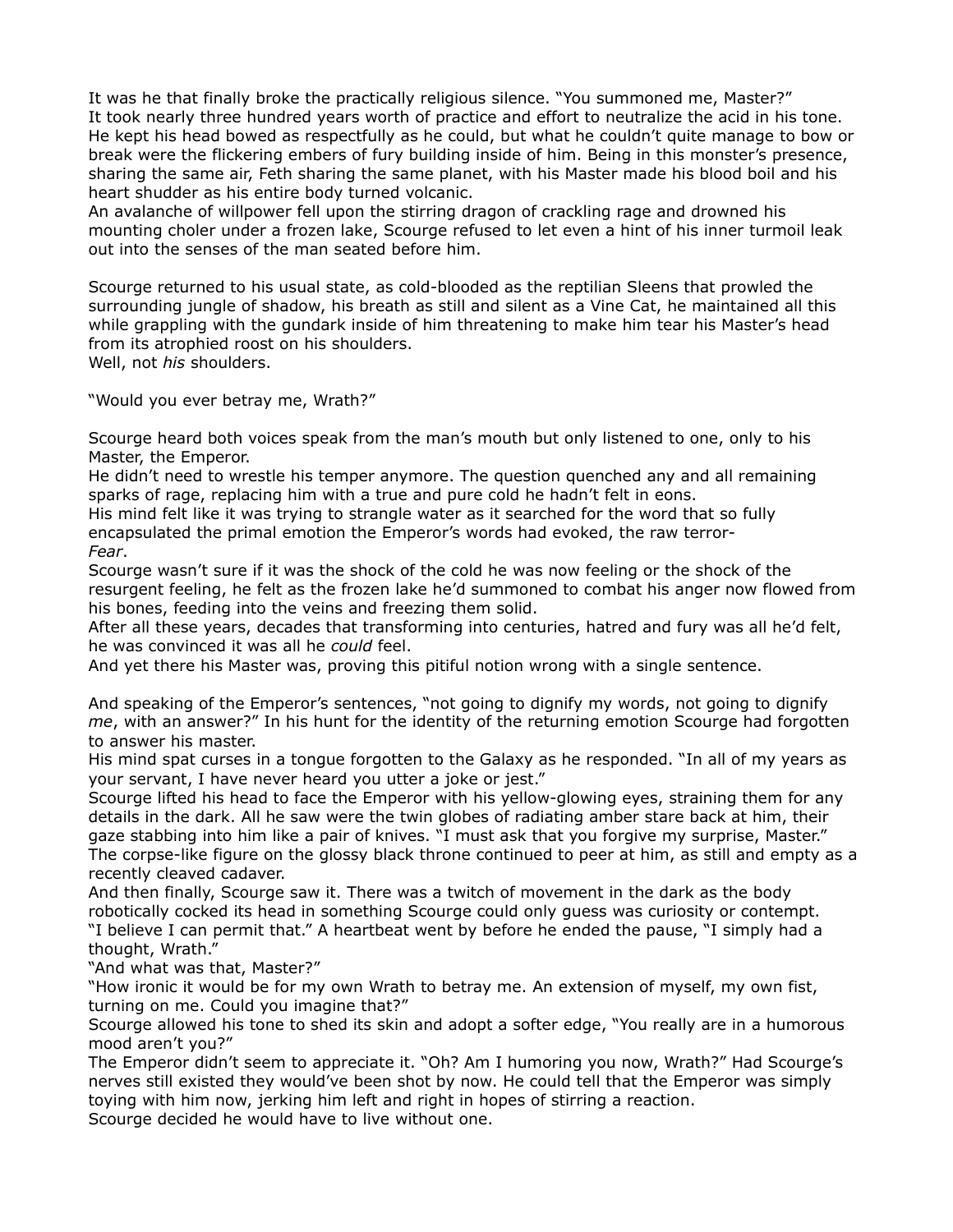It was he that finally broke the practically religious silence. "You summoned me, Master?"
It took nearly three hundred years worth of practice and effort to neutralize the acid in his tone. He kept his head bowed as respectfully as he could, but what he couldn't quite manage to bow or break were the flickering embers of fury building inside of him. Being in this monster's presence, sharing the same air, Feth sharing the same planet, with his Master made his blood boil and his heart shudder as his entire body turned volcanic.
An avalanche of willpower fell upon the stirring dragon of crackling rage and drowned his mounting choler under a frozen lake, Scourge refused to let even a hint of his inner turmoil leak out into the senses of the man seated before him.

Scourge returned to his usual state, as cold-blooded as the reptilian Sleens that prowled the surrounding jungle of shadow, his breath as still and silent as a Vine Cat, he maintained all this while grappling with the gundark inside of him threatening to make him tear his Master's head from its atrophied roost on his shoulders.
Well, not *his* shoulders.

"Would you ever betray me, Wrath?"

Scourge heard both voices speak from the man's mouth but only listened to one, only to his Master, the Emperor.
He didn't need to wrestle his temper anymore. The question quenched any and all remaining sparks of rage, replacing him with a true and pure cold he hadn't felt in eons.
His mind felt like it was trying to strangle water as it searched for the word that so fully encapsulated the primal emotion the Emperor's words had evoked, the raw terror-
*Fear*.
Scourge wasn't sure if it was the shock of the cold he was now feeling or the shock of the resurgent feeling, he felt as the frozen lake he'd summoned to combat his anger now flowed from his bones, feeding into the veins and freezing them solid.
After all these years, decades that transforming into centuries, hatred and fury was all he'd felt, he was convinced it was all he *could* feel.
And yet there his Master was, proving this pitiful notion wrong with a single sentence.

And speaking of the Emperor's sentences, "not going to dignify my words, not going to dignify *me*, with an answer?" In his hunt for the identity of the returning emotion Scourge had forgotten to answer his master.
His mind spat curses in a tongue forgotten to the Galaxy as he responded. "In all of my years as your servant, I have never heard you utter a joke or jest."
Scourge lifted his head to face the Emperor with his yellow-glowing eyes, straining them for any details in the dark. All he saw were the twin globes of radiating amber stare back at him, their gaze stabbing into him like a pair of knives. "I must ask that you forgive my surprise, Master."
The corpse-like figure on the glossy black throne continued to peer at him, as still and empty as a recently cleaved cadaver.
And then finally, Scourge saw it. There was a twitch of movement in the dark as the body robotically cocked its head in something Scourge could only guess was curiosity or contempt.
"I believe I can permit that." A heartbeat went by before he ended the pause, "I simply had a thought, Wrath."
"And what was that, Master?"
"How ironic it would be for my own Wrath to betray me. An extension of myself, my own fist, turning on me. Could you imagine that?"
Scourge allowed his tone to shed its skin and adopt a softer edge, "You really are in a humorous mood aren't you?"
The Emperor didn't seem to appreciate it. "Oh? Am I humoring you now, Wrath?" Had Scourge's nerves still existed they would've been shot by now. He could tell that the Emperor was simply toying with him now, jerking him left and right in hopes of stirring a reaction.
Scourge decided he would have to live without one.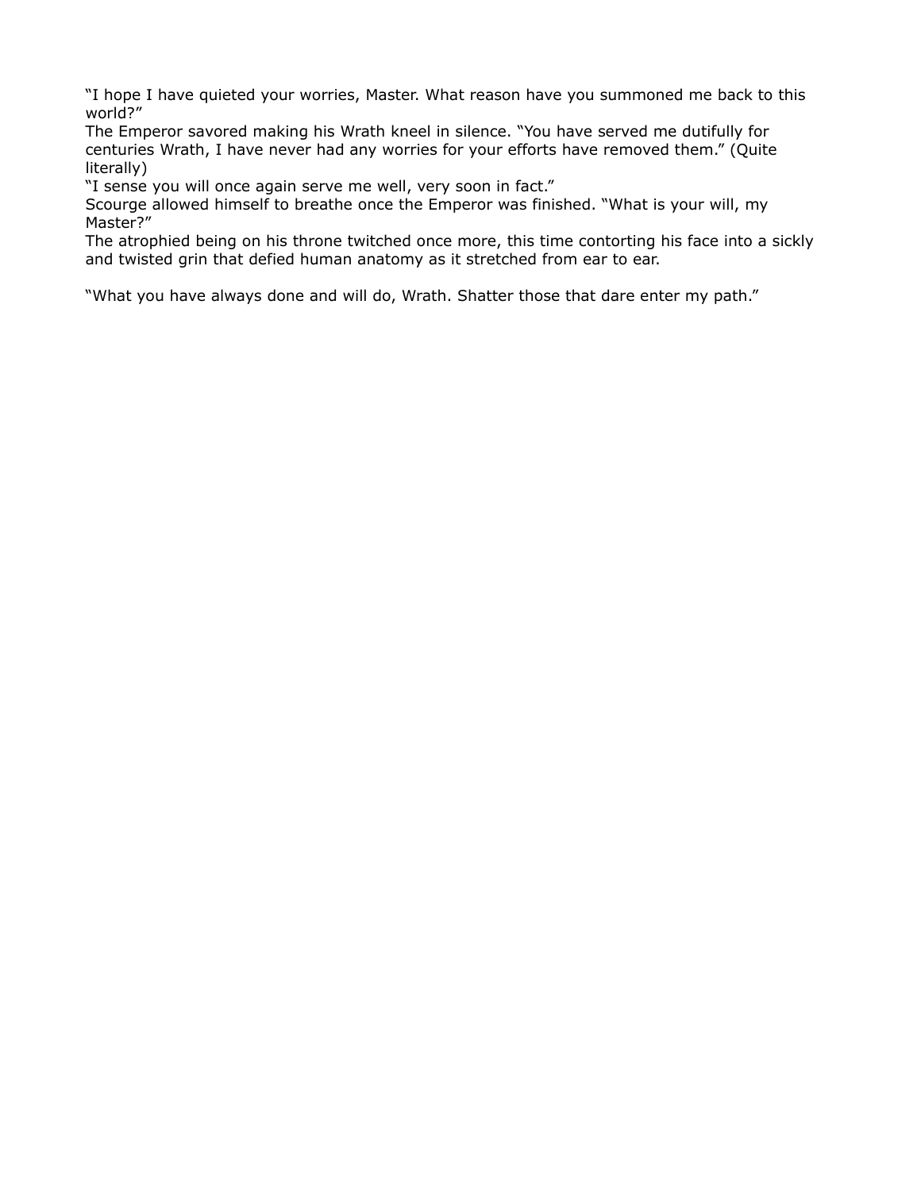"I hope I have quieted your worries, Master. What reason have you summoned me back to this world?"

The Emperor savored making his Wrath kneel in silence. "You have served me dutifully for centuries Wrath, I have never had any worries for your efforts have removed them." (Quite literally)

"I sense you will once again serve me well, very soon in fact."

Scourge allowed himself to breathe once the Emperor was finished. "What is your will, my Master?"

The atrophied being on his throne twitched once more, this time contorting his face into a sickly and twisted grin that defied human anatomy as it stretched from ear to ear.

"What you have always done and will do, Wrath. Shatter those that dare enter my path."